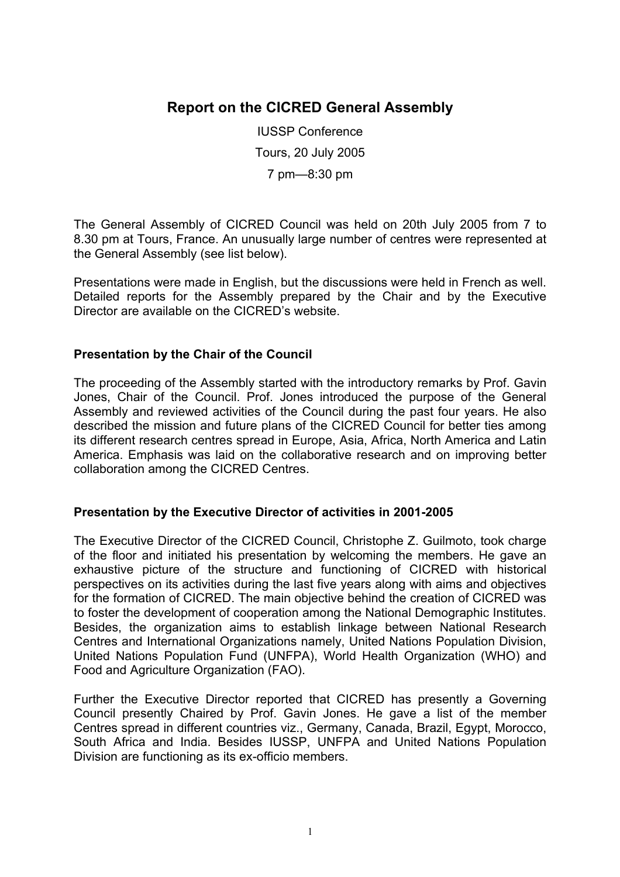# Report on the CICRED General Assembly

IUSSP Conference

Tours, 20 July 2005

7 pm—8:30 pm

The General Assembly of CICRED Council was held on 20th July 2005 from 7 to 8.30 pm at Tours, France. An unusually large number of centres were represented at the General Assembly (see list below).

Presentations were made in English, but the discussions were held in French as well. Detailed reports for the Assembly prepared by the Chair and by the Executive Director are available on the CICRED's website.

### Presentation by the Chair of the Council

The proceeding of the Assembly started with the introductory remarks by Prof. Gavin Jones, Chair of the Council. Prof. Jones introduced the purpose of the General Assembly and reviewed activities of the Council during the past four years. He also described the mission and future plans of the CICRED Council for better ties among its different research centres spread in Europe, Asia, Africa, North America and Latin America. Emphasis was laid on the collaborative research and on improving better collaboration among the CICRED Centres.

### Presentation by the Executive Director of activities in 2001-2005

The Executive Director of the CICRED Council, Christophe Z. Guilmoto, took charge of the floor and initiated his presentation by welcoming the members. He gave an exhaustive picture of the structure and functioning of CICRED with historical perspectives on its activities during the last five years along with aims and objectives for the formation of CICRED. The main objective behind the creation of CICRED was to foster the development of cooperation among the National Demographic Institutes. Besides, the organization aims to establish linkage between National Research Centres and International Organizations namely, United Nations Population Division, United Nations Population Fund (UNFPA), World Health Organization (WHO) and Food and Agriculture Organization (FAO).

Further the Executive Director reported that CICRED has presently a Governing Council presently Chaired by Prof. Gavin Jones. He gave a list of the member Centres spread in different countries viz., Germany, Canada, Brazil, Egypt, Morocco, South Africa and India. Besides IUSSP, UNFPA and United Nations Population Division are functioning as its ex-officio members.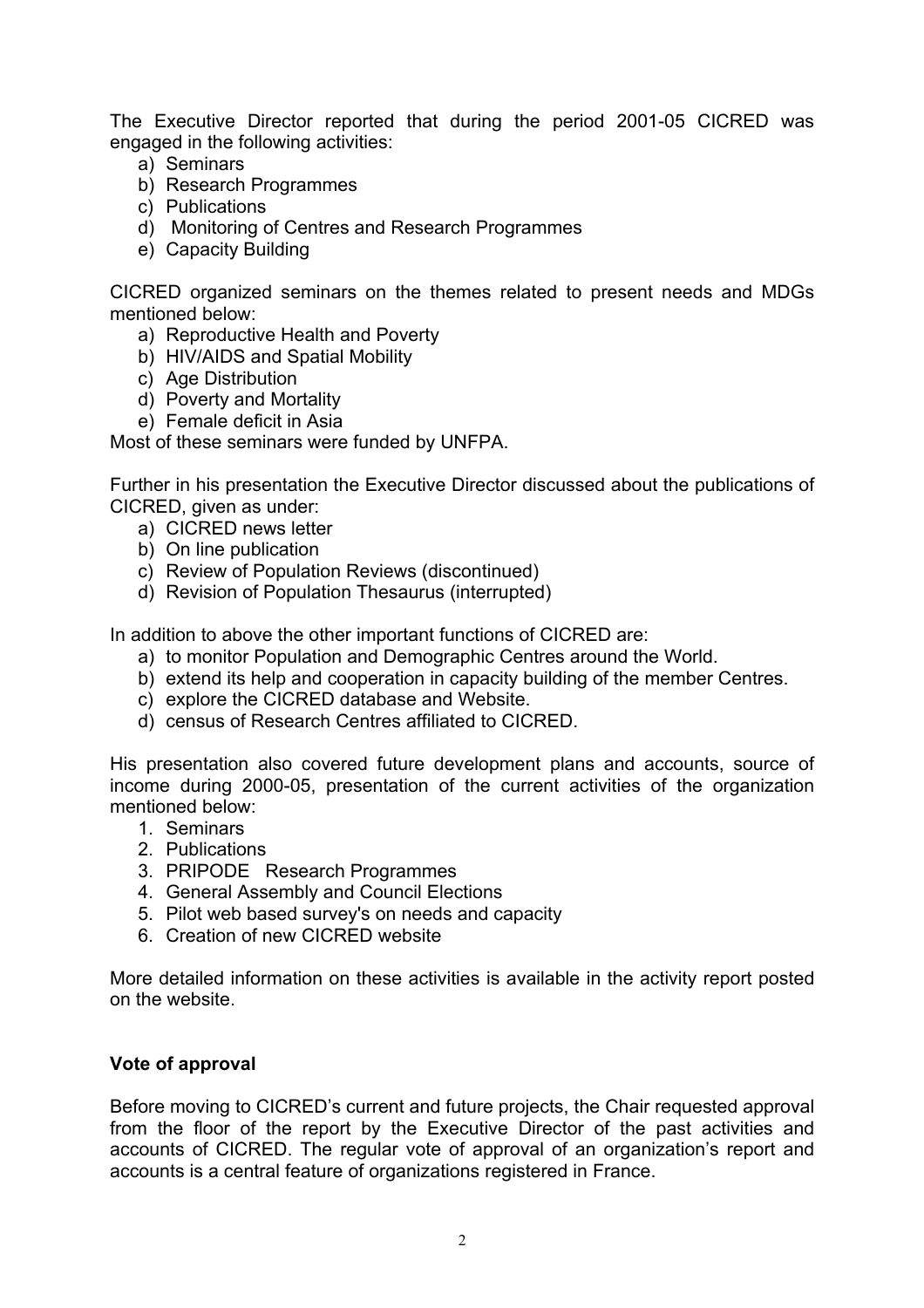The Executive Director reported that during the period 2001-05 CICRED was engaged in the following activities:

a) Seminars
b) Research Programmes
c) Publications
d) Monitoring of Centres and Research Programmes
e) Capacity Building

CICRED organized seminars on the themes related to present needs and MDGs mentioned below:

a) Reproductive Health and Poverty
b) HIV/AIDS and Spatial Mobility
c) Age Distribution
d) Poverty and Mortality
e) Female deficit in Asia

Most of these seminars were funded by UNFPA.

Further in his presentation the Executive Director discussed about the publications of CICRED, given as under:

a) CICRED news letter
b) On line publication
c) Review of Population Reviews (discontinued)
d) Revision of Population Thesaurus (interrupted)

In addition to above the other important functions of CICRED are:

a) to monitor Population and Demographic Centres around the World.
b) extend its help and cooperation in capacity building of the member Centres.
c) explore the CICRED database and Website.
d) census of Research Centres affiliated to CICRED.

His presentation also covered future development plans and accounts, source of income during 2000-05, presentation of the current activities of the organization mentioned below:

1. Seminars
2. Publications
3. PRIPODE Research Programmes
4. General Assembly and Council Elections
5. Pilot web based survey's on needs and capacity
6. Creation of new CICRED website

More detailed information on these activities is available in the activity report posted on the website.

**Vote of approval**

Before moving to CICRED's current and future projects, the Chair requested approval from the floor of the report by the Executive Director of the past activities and accounts of CICRED. The regular vote of approval of an organization's report and accounts is a central feature of organizations registered in France.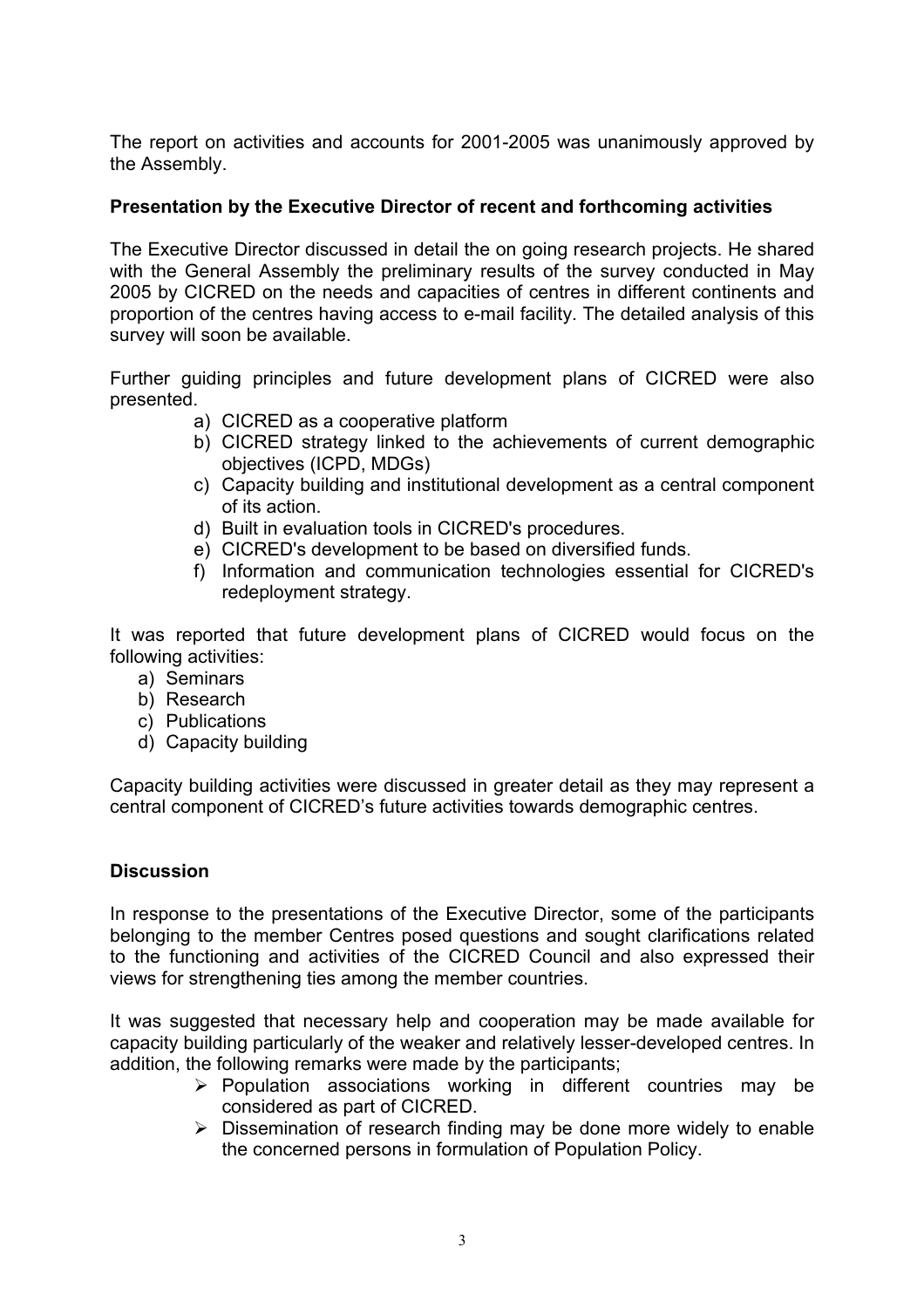The report on activities and accounts for 2001-2005 was unanimously approved by the Assembly.

**Presentation by the Executive Director of recent and forthcoming activities**

The Executive Director discussed in detail the on going research projects. He shared with the General Assembly the preliminary results of the survey conducted in May 2005 by CICRED on the needs and capacities of centres in different continents and proportion of the centres having access to e-mail facility. The detailed analysis of this survey will soon be available.

Further guiding principles and future development plans of CICRED were also presented.

a) CICRED as a cooperative platform
b) CICRED strategy linked to the achievements of current demographic objectives (ICPD, MDGs)
c) Capacity building and institutional development as a central component of its action.
d) Built in evaluation tools in CICRED's procedures.
e) CICRED's development to be based on diversified funds.
f) Information and communication technologies essential for CICRED's redeployment strategy.

It was reported that future development plans of CICRED would focus on the following activities:

a) Seminars
b) Research
c) Publications
d) Capacity building

Capacity building activities were discussed in greater detail as they may represent a central component of CICRED's future activities towards demographic centres.

**Discussion**

In response to the presentations of the Executive Director, some of the participants belonging to the member Centres posed questions and sought clarifications related to the functioning and activities of the CICRED Council and also expressed their views for strengthening ties among the member countries.

It was suggested that necessary help and cooperation may be made available for capacity building particularly of the weaker and relatively lesser-developed centres. In addition, the following remarks were made by the participants;

- Population associations working in different countries may be considered as part of CICRED.
- Dissemination of research finding may be done more widely to enable the concerned persons in formulation of Population Policy.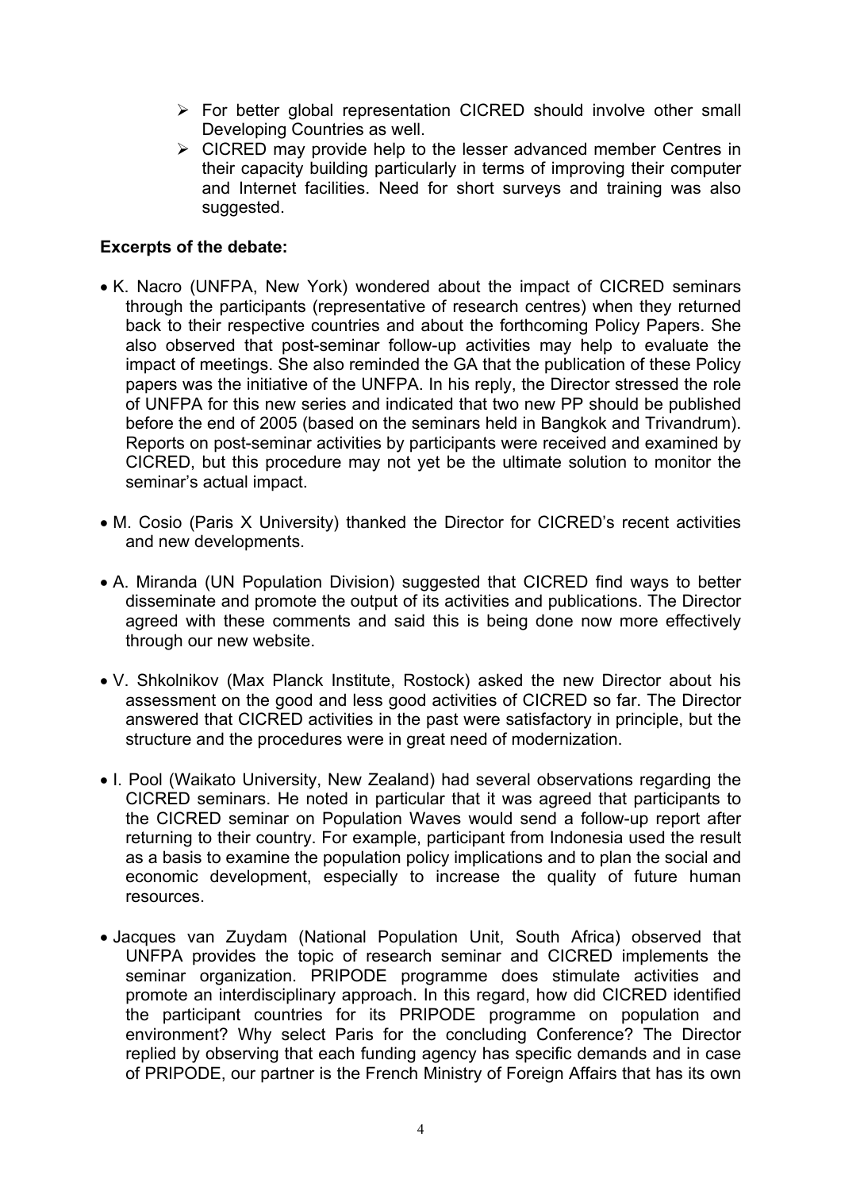- For better global representation CICRED should involve other small Developing Countries as well.
- CICRED may provide help to the lesser advanced member Centres in their capacity building particularly in terms of improving their computer and Internet facilities. Need for short surveys and training was also suggested.

**Excerpts of the debate:**

- K. Nacro (UNFPA, New York) wondered about the impact of CICRED seminars through the participants (representative of research centres) when they returned back to their respective countries and about the forthcoming Policy Papers. She also observed that post-seminar follow-up activities may help to evaluate the impact of meetings. She also reminded the GA that the publication of these Policy papers was the initiative of the UNFPA. In his reply, the Director stressed the role of UNFPA for this new series and indicated that two new PP should be published before the end of 2005 (based on the seminars held in Bangkok and Trivandrum). Reports on post-seminar activities by participants were received and examined by CICRED, but this procedure may not yet be the ultimate solution to monitor the seminar's actual impact.

- M. Cosio (Paris X University) thanked the Director for CICRED's recent activities and new developments.

- A. Miranda (UN Population Division) suggested that CICRED find ways to better disseminate and promote the output of its activities and publications. The Director agreed with these comments and said this is being done now more effectively through our new website.

- V. Shkolnikov (Max Planck Institute, Rostock) asked the new Director about his assessment on the good and less good activities of CICRED so far. The Director answered that CICRED activities in the past were satisfactory in principle, but the structure and the procedures were in great need of modernization.

- I. Pool (Waikato University, New Zealand) had several observations regarding the CICRED seminars. He noted in particular that it was agreed that participants to the CICRED seminar on Population Waves would send a follow-up report after returning to their country. For example, participant from Indonesia used the result as a basis to examine the population policy implications and to plan the social and economic development, especially to increase the quality of future human resources.

- Jacques van Zuydam (National Population Unit, South Africa) observed that UNFPA provides the topic of research seminar and CICRED implements the seminar organization. PRIPODE programme does stimulate activities and promote an interdisciplinary approach. In this regard, how did CICRED identified the participant countries for its PRIPODE programme on population and environment? Why select Paris for the concluding Conference? The Director replied by observing that each funding agency has specific demands and in case of PRIPODE, our partner is the French Ministry of Foreign Affairs that has its own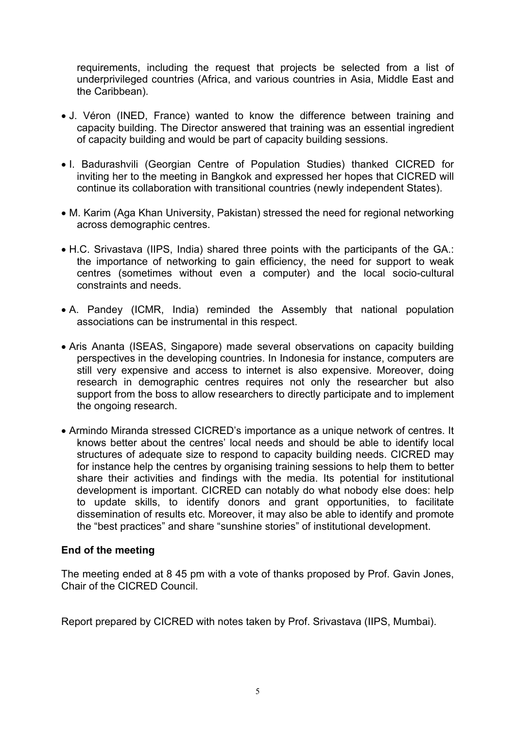requirements, including the request that projects be selected from a list of underprivileged countries (Africa, and various countries in Asia, Middle East and the Caribbean).

- J. Véron (INED, France) wanted to know the difference between training and capacity building. The Director answered that training was an essential ingredient of capacity building and would be part of capacity building sessions.
- I. Badurashvili (Georgian Centre of Population Studies) thanked CICRED for inviting her to the meeting in Bangkok and expressed her hopes that CICRED will continue its collaboration with transitional countries (newly independent States).
- M. Karim (Aga Khan University, Pakistan) stressed the need for regional networking across demographic centres.
- H.C. Srivastava (IIPS, India) shared three points with the participants of the GA.: the importance of networking to gain efficiency, the need for support to weak centres (sometimes without even a computer) and the local socio-cultural constraints and needs.
- A. Pandey (ICMR, India) reminded the Assembly that national population associations can be instrumental in this respect.
- Aris Ananta (ISEAS, Singapore) made several observations on capacity building perspectives in the developing countries. In Indonesia for instance, computers are still very expensive and access to internet is also expensive. Moreover, doing research in demographic centres requires not only the researcher but also support from the boss to allow researchers to directly participate and to implement the ongoing research.
- Armindo Miranda stressed CICRED's importance as a unique network of centres. It knows better about the centres' local needs and should be able to identify local structures of adequate size to respond to capacity building needs. CICRED may for instance help the centres by organising training sessions to help them to better share their activities and findings with the media. Its potential for institutional development is important. CICRED can notably do what nobody else does: help to update skills, to identify donors and grant opportunities, to facilitate dissemination of results etc. Moreover, it may also be able to identify and promote the "best practices" and share "sunshine stories" of institutional development.

**End of the meeting**

The meeting ended at 8 45 pm with a vote of thanks proposed by Prof. Gavin Jones, Chair of the CICRED Council.

Report prepared by CICRED with notes taken by Prof. Srivastava (IIPS, Mumbai).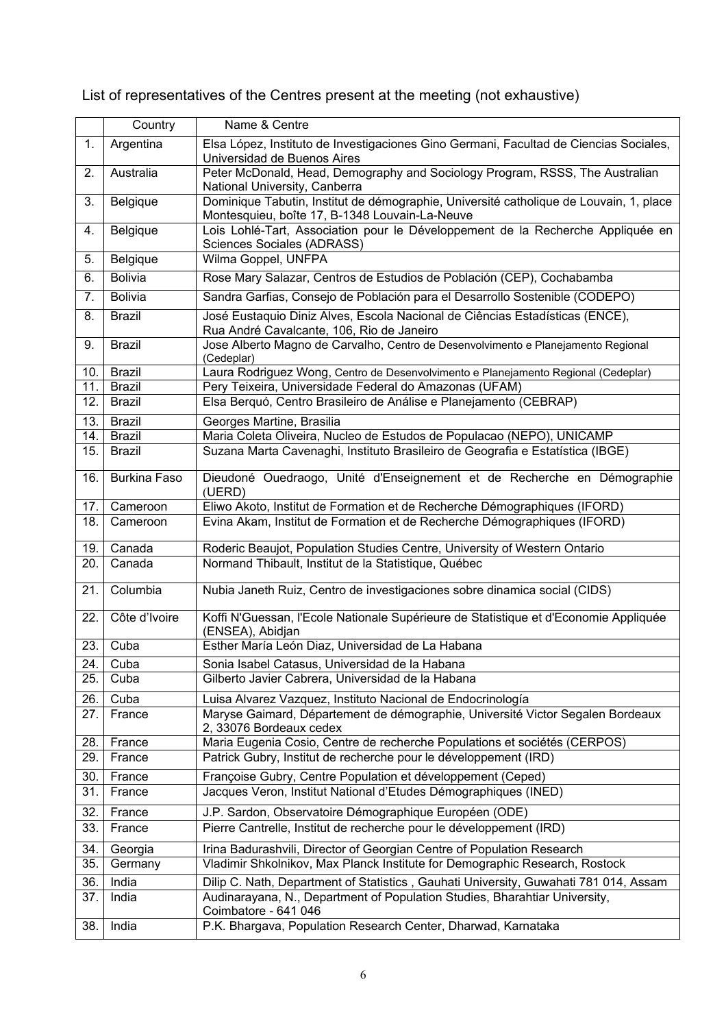List of representatives of the Centres present at the meeting (not exhaustive)

| | Country | Name & Centre |
|---|---|---|
| 1. | Argentina | Elsa López, Instituto de Investigaciones Gino Germani, Facultad de Ciencias Sociales, Universidad de Buenos Aires |
| 2. | Australia | Peter McDonald, Head, Demography and Sociology Program, RSSS, The Australian National University, Canberra |
| 3. | Belgique | Dominique Tabutin, Institut de démographie, Université catholique de Louvain, 1, place Montesquieu, boîte 17, B-1348 Louvain-La-Neuve |
| 4. | Belgique | Lois Lohlé-Tart, Association pour le Développement de la Recherche Appliquée en Sciences Sociales (ADRASS) |
| 5. | Belgique | Wilma Goppel, UNFPA |
| 6. | Bolivia | Rose Mary Salazar, Centros de Estudios de Población (CEP), Cochabamba |
| 7. | Bolivia | Sandra Garfias, Consejo de Población para el Desarrollo Sostenible (CODEPO) |
| 8. | Brazil | José Eustaquio Diniz Alves, Escola Nacional de Ciências Estadísticas (ENCE), Rua André Cavalcante, 106, Rio de Janeiro |
| 9. | Brazil | Jose Alberto Magno de Carvalho, Centro de Desenvolvimento e Planejamento Regional (Cedeplar) |
| 10. | Brazil | Laura Rodriguez Wong, Centro de Desenvolvimento e Planejamento Regional (Cedeplar) |
| 11. | Brazil | Pery Teixeira, Universidade Federal do Amazonas (UFAM) |
| 12. | Brazil | Elsa Berquó, Centro Brasileiro de Análise e Planejamento (CEBRAP) |
| 13. | Brazil | Georges Martine, Brasilia |
| 14. | Brazil | Maria Coleta Oliveira, Nucleo de Estudos de Populacao (NEPO), UNICAMP |
| 15. | Brazil | Suzana Marta Cavenaghi, Instituto Brasileiro de Geografia e Estatística (IBGE) |
| 16. | Burkina Faso | Dieudoné Ouedraogo, Unité d'Enseignement et de Recherche en Démographie (UERD) |
| 17. | Cameroon | Eliwo Akoto, Institut de Formation et de Recherche Démographiques (IFORD) |
| 18. | Cameroon | Evina Akam, Institut de Formation et de Recherche Démographiques (IFORD) |
| 19. | Canada | Roderic Beaujot, Population Studies Centre, University of Western Ontario |
| 20. | Canada | Normand Thibault, Institut de la Statistique, Québec |
| 21. | Columbia | Nubia Janeth Ruiz, Centro de investigaciones sobre dinamica social (CIDS) |
| 22. | Côte d'Ivoire | Koffi N'Guessan, l'Ecole Nationale Supérieure de Statistique et d'Economie Appliquée (ENSEA), Abidjan |
| 23. | Cuba | Esther María León Diaz, Universidad de La Habana |
| 24. | Cuba | Sonia Isabel Catasus, Universidad de la Habana |
| 25. | Cuba | Gilberto Javier Cabrera, Universidad de la Habana |
| 26. | Cuba | Luisa Alvarez Vazquez, Instituto Nacional de Endocrinología |
| 27. | France | Maryse Gaimard, Département de démographie, Université Victor Segalen Bordeaux 2, 33076 Bordeaux cedex |
| 28. | France | Maria Eugenia Cosio, Centre de recherche Populations et sociétés (CERPOS) |
| 29. | France | Patrick Gubry, Institut de recherche pour le développement (IRD) |
| 30. | France | Françoise Gubry, Centre Population et développement (Ceped) |
| 31. | France | Jacques Veron, Institut National d'Etudes Démographiques (INED) |
| 32. | France | J.P. Sardon, Observatoire Démographique Européen (ODE) |
| 33. | France | Pierre Cantrelle, Institut de recherche pour le développement (IRD) |
| 34. | Georgia | Irina Badurashvili, Director of Georgian Centre of Population Research |
| 35. | Germany | Vladimir Shkolnikov, Max Planck Institute for Demographic Research, Rostock |
| 36. | India | Dilip C. Nath, Department of Statistics , Gauhati University, Guwahati 781 014, Assam |
| 37. | India | Audinarayana, N., Department of Population Studies, Bharahtiar University, Coimbatore - 641 046 |
| 38. | India | P.K. Bhargava, Population Research Center, Dharwad, Karnataka |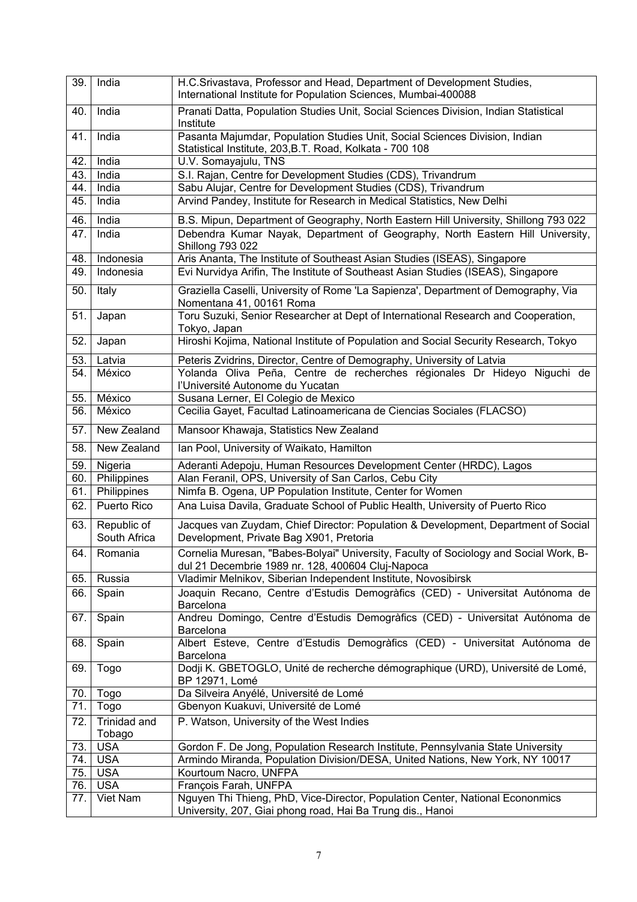| | | |
|---|---|---|
| 39. | India | H.C.Srivastava, Professor and Head, Department of Development Studies, International Institute for Population Sciences, Mumbai-400088 |
| 40. | India | Pranati Datta, Population Studies Unit, Social Sciences Division, Indian Statistical Institute |
| 41. | India | Pasanta Majumdar, Population Studies Unit, Social Sciences Division, Indian Statistical Institute, 203,B.T. Road, Kolkata - 700 108 |
| 42. | India | U.V. Somayajulu, TNS |
| 43. | India | S.I. Rajan, Centre for Development Studies (CDS), Trivandrum |
| 44. | India | Sabu Alujar, Centre for Development Studies (CDS), Trivandrum |
| 45. | India | Arvind Pandey, Institute for Research in Medical Statistics, New Delhi |
| 46. | India | B.S. Mipun, Department of Geography, North Eastern Hill University, Shillong 793 022 |
| 47. | India | Debendra Kumar Nayak, Department of Geography, North Eastern Hill University, Shillong 793 022 |
| 48. | Indonesia | Aris Ananta, The Institute of Southeast Asian Studies (ISEAS), Singapore |
| 49. | Indonesia | Evi Nurvidya Arifin, The Institute of Southeast Asian Studies (ISEAS), Singapore |
| 50. | Italy | Graziella Caselli, University of Rome 'La Sapienza', Department of Demography, Via Nomentana 41, 00161 Roma |
| 51. | Japan | Toru Suzuki, Senior Researcher at Dept of International Research and Cooperation, Tokyo, Japan |
| 52. | Japan | Hiroshi Kojima, National Institute of Population and Social Security Research, Tokyo |
| 53. | Latvia | Peteris Zvidrins, Director, Centre of Demography, University of Latvia |
| 54. | México | Yolanda Oliva Peña, Centre de recherches régionales Dr Hideyo Niguchi de l'Université Autonome du Yucatan |
| 55. | México | Susana Lerner, El Colegio de Mexico |
| 56. | México | Cecilia Gayet, Facultad Latinoamericana de Ciencias Sociales (FLACSO) |
| 57. | New Zealand | Mansoor Khawaja, Statistics New Zealand |
| 58. | New Zealand | Ian Pool, University of Waikato, Hamilton |
| 59. | Nigeria | Aderanti Adepoju, Human Resources Development Center (HRDC), Lagos |
| 60. | Philippines | Alan Feranil, OPS, University of San Carlos, Cebu City |
| 61. | Philippines | Nimfa B. Ogena, UP Population Institute, Center for Women |
| 62. | Puerto Rico | Ana Luisa Davila, Graduate School of Public Health, University of Puerto Rico |
| 63. | Republic of South Africa | Jacques van Zuydam, Chief Director: Population & Development, Department of Social Development, Private Bag X901, Pretoria |
| 64. | Romania | Cornelia Muresan, "Babes-Bolyai" University, Faculty of Sociology and Social Work, B-dul 21 Decembrie 1989 nr. 128, 400604 Cluj-Napoca |
| 65. | Russia | Vladimir Melnikov, Siberian Independent Institute, Novosibirsk |
| 66. | Spain | Joaquin Recano, Centre d'Estudis Demogràfics (CED) - Universitat Autónoma de Barcelona |
| 67. | Spain | Andreu Domingo, Centre d'Estudis Demogràfics (CED) - Universitat Autónoma de Barcelona |
| 68. | Spain | Albert Esteve, Centre d'Estudis Demogràfics (CED) - Universitat Autónoma de Barcelona |
| 69. | Togo | Dodji K. GBETOGLO, Unité de recherche démographique (URD), Université de Lomé, BP 12971, Lomé |
| 70. | Togo | Da Silveira Anyélé, Université de Lomé |
| 71. | Togo | Gbenyon Kuakuvi, Université de Lomé |
| 72. | Trinidad and Tobago | P. Watson, University of the West Indies |
| 73. | USA | Gordon F. De Jong, Population Research Institute, Pennsylvania State University |
| 74. | USA | Armindo Miranda, Population Division/DESA, United Nations, New York, NY 10017 |
| 75. | USA | Kourtoum Nacro, UNFPA |
| 76. | USA | François Farah, UNFPA |
| 77. | Viet Nam | Nguyen Thi Thieng, PhD, Vice-Director, Population Center, National Econonmics University, 207, Giai phong road, Hai Ba Trung dis., Hanoi |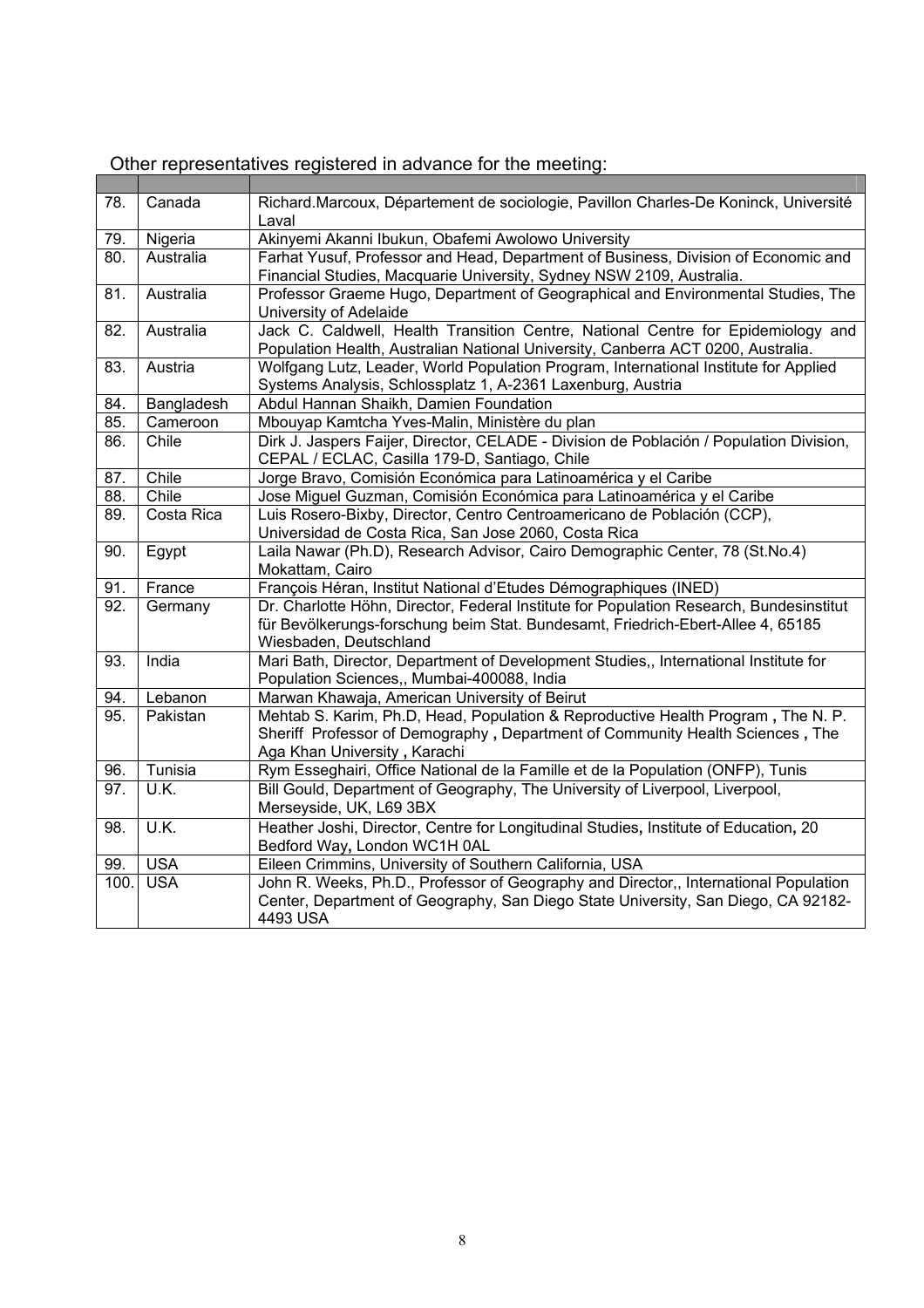Other representatives registered in advance for the meeting:

| | | |
|---|---|---|
| 78. | Canada | Richard.Marcoux, Département de sociologie, Pavillon Charles-De Koninck, Université Laval |
| 79. | Nigeria | Akinyemi Akanni Ibukun, Obafemi Awolowo University |
| 80. | Australia | Farhat Yusuf, Professor and Head, Department of Business, Division of Economic and Financial Studies, Macquarie University, Sydney NSW 2109, Australia. |
| 81. | Australia | Professor Graeme Hugo, Department of Geographical and Environmental Studies, The University of Adelaide |
| 82. | Australia | Jack C. Caldwell, Health Transition Centre, National Centre for Epidemiology and Population Health, Australian National University, Canberra ACT 0200, Australia. |
| 83. | Austria | Wolfgang Lutz, Leader, World Population Program, International Institute for Applied Systems Analysis, Schlossplatz 1, A-2361 Laxenburg, Austria |
| 84. | Bangladesh | Abdul Hannan Shaikh, Damien Foundation |
| 85. | Cameroon | Mbouyap Kamtcha Yves-Malin, Ministère du plan |
| 86. | Chile | Dirk J. Jaspers Faijer, Director, CELADE - Division de Población / Population Division, CEPAL / ECLAC, Casilla 179-D, Santiago, Chile |
| 87. | Chile | Jorge Bravo, Comisión Económica para Latinoamérica y el Caribe |
| 88. | Chile | Jose Miguel Guzman, Comisión Económica para Latinoamérica y el Caribe |
| 89. | Costa Rica | Luis Rosero-Bixby, Director, Centro Centroamericano de Población (CCP), Universidad de Costa Rica, San Jose 2060, Costa Rica |
| 90. | Egypt | Laila Nawar (Ph.D), Research Advisor, Cairo Demographic Center, 78 (St.No.4) Mokattam, Cairo |
| 91. | France | François Héran, Institut National d'Etudes Démographiques (INED) |
| 92. | Germany | Dr. Charlotte Höhn, Director, Federal Institute for Population Research, Bundesinstitut für Bevölkerungs-forschung beim Stat. Bundesamt, Friedrich-Ebert-Allee 4, 65185 Wiesbaden, Deutschland |
| 93. | India | Mari Bath, Director, Department of Development Studies,, International Institute for Population Sciences,, Mumbai-400088, India |
| 94. | Lebanon | Marwan Khawaja, American University of Beirut |
| 95. | Pakistan | Mehtab S. Karim, Ph.D, Head, Population & Reproductive Health Program **,** The N. P. Sheriff Professor of Demography **,** Department of Community Health Sciences **,** The Aga Khan University **,** Karachi |
| 96. | Tunisia | Rym Esseghairi, Office National de la Famille et de la Population (ONFP), Tunis |
| 97. | U.K. | Bill Gould, Department of Geography, The University of Liverpool, Liverpool, Merseyside, UK, L69 3BX |
| 98. | U.K. | Heather Joshi, Director, Centre for Longitudinal Studies**,** Institute of Education**,** 20 Bedford Way**,** London WC1H 0AL |
| 99. | USA | Eileen Crimmins, University of Southern California, USA |
| 100. | USA | John R. Weeks, Ph.D., Professor of Geography and Director,, International Population Center, Department of Geography, San Diego State University, San Diego, CA 92182-4493 USA |